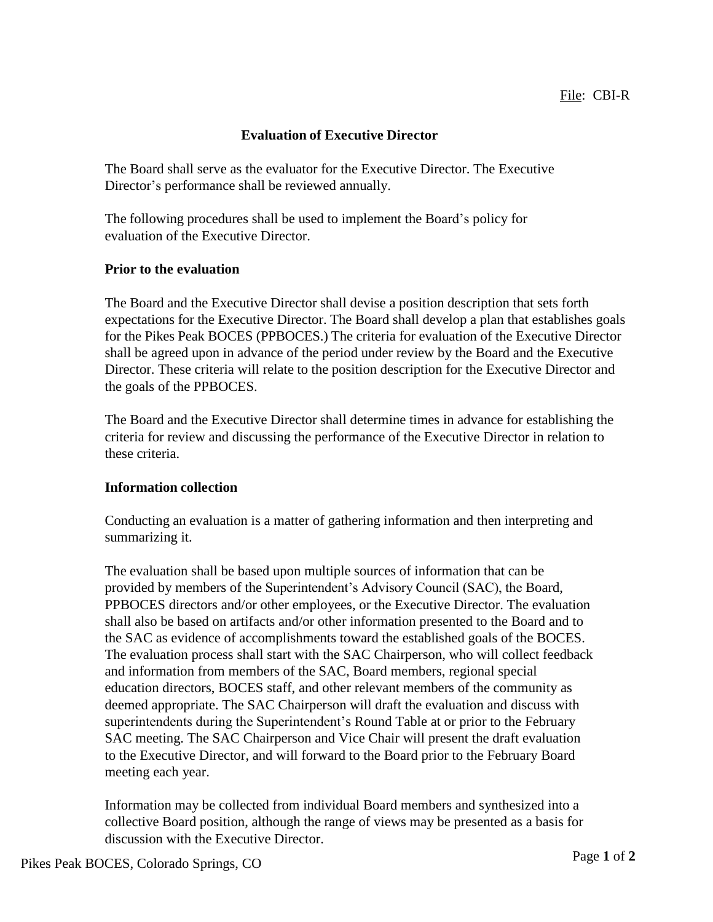File: CBI-R

# Evaluation of Executive Director

The Board shall serve as the evaluator for the Executive Director. The Executive Director's performance shall be reviewed annually.

The following procedures shall be used to implement the Board's policy for evaluation of the Executive Director.

## Prior to the evaluation

The Board and the Executive Director shall devise a position description that sets forth expectations for the Executive Director. The Board shall develop a plan that establishes goals for the Pikes Peak BOCES (PPBOCES.) The criteria for evaluation of the Executive Director shall be agreed upon in advance of the period under review by the Board and the Executive Director. These criteria will relate to the position description for the Executive Director and the goals of the PPBOCES.

The Board and the Executive Director shall determine times in advance for establishing the criteria for review and discussing the performance of the Executive Director in relation to these criteria.

## Information collection

Conducting an evaluation is a matter of gathering information and then interpreting and summarizing it.

The evaluation shall be based upon multiple sources of information that can be provided by members of the Superintendent's Advisory Council (SAC), the Board, PPBOCES directors and/or other employees, or the Executive Director. The evaluation shall also be based on artifacts and/or other information presented to the Board and to the SAC as evidence of accomplishments toward the established goals of the BOCES. The evaluation process shall start with the SAC Chairperson, who will collect feedback and information from members of the SAC, Board members, regional special education directors, BOCES staff, and other relevant members of the community as deemed appropriate. The SAC Chairperson will draft the evaluation and discuss with superintendents during the Superintendent's Round Table at or prior to the February SAC meeting. The SAC Chairperson and Vice Chair will present the draft evaluation to the Executive Director, and will forward to the Board prior to the February Board meeting each year.

Information may be collected from individual Board members and synthesized into a collective Board position, although the range of views may be presented as a basis for discussion with the Executive Director.

Pikes Peak BOCES, Colorado Springs, CO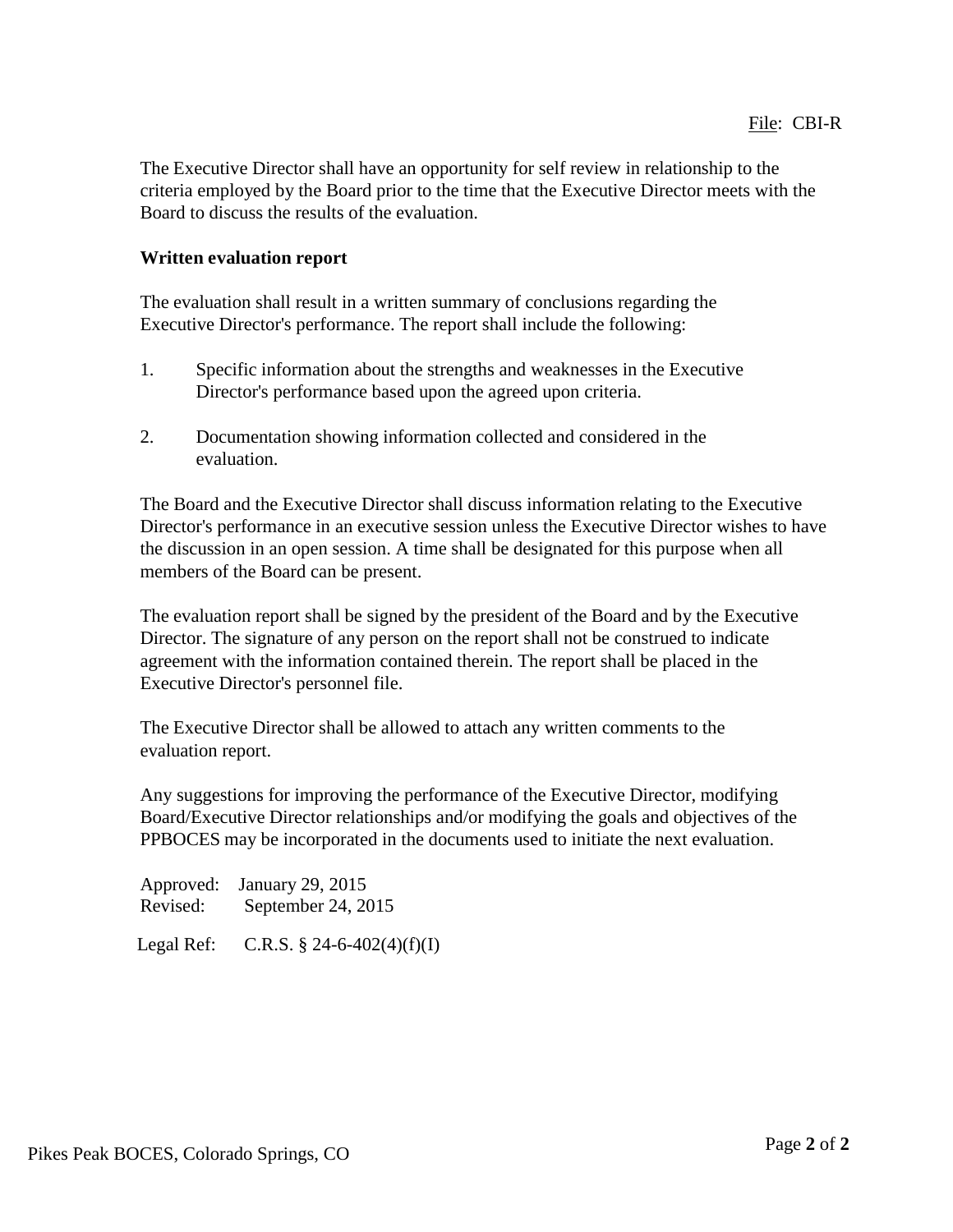The Executive Director shall have an opportunity for self review in relationship to the criteria employed by the Board prior to the time that the Executive Director meets with the Board to discuss the results of the evaluation.

**Written evaluation report**

The evaluation shall result in a written summary of conclusions regarding the Executive Director's performance. The report shall include the following:

1. Specific information about the strengths and weaknesses in the Executive Director's performance based upon the agreed upon criteria.

2. Documentation showing information collected and considered in the evaluation.

The Board and the Executive Director shall discuss information relating to the Executive Director's performance in an executive session unless the Executive Director wishes to have the discussion in an open session. A time shall be designated for this purpose when all members of the Board can be present.

The evaluation report shall be signed by the president of the Board and by the Executive Director. The signature of any person on the report shall not be construed to indicate agreement with the information contained therein. The report shall be placed in the Executive Director's personnel file.

The Executive Director shall be allowed to attach any written comments to the evaluation report.

Any suggestions for improving the performance of the Executive Director, modifying Board/Executive Director relationships and/or modifying the goals and objectives of the PPBOCES may be incorporated in the documents used to initiate the next evaluation.

Approved: January 29, 2015
Revised: September 24, 2015

Legal Ref: C.R.S. § 24-6-402(4)(f)(I)